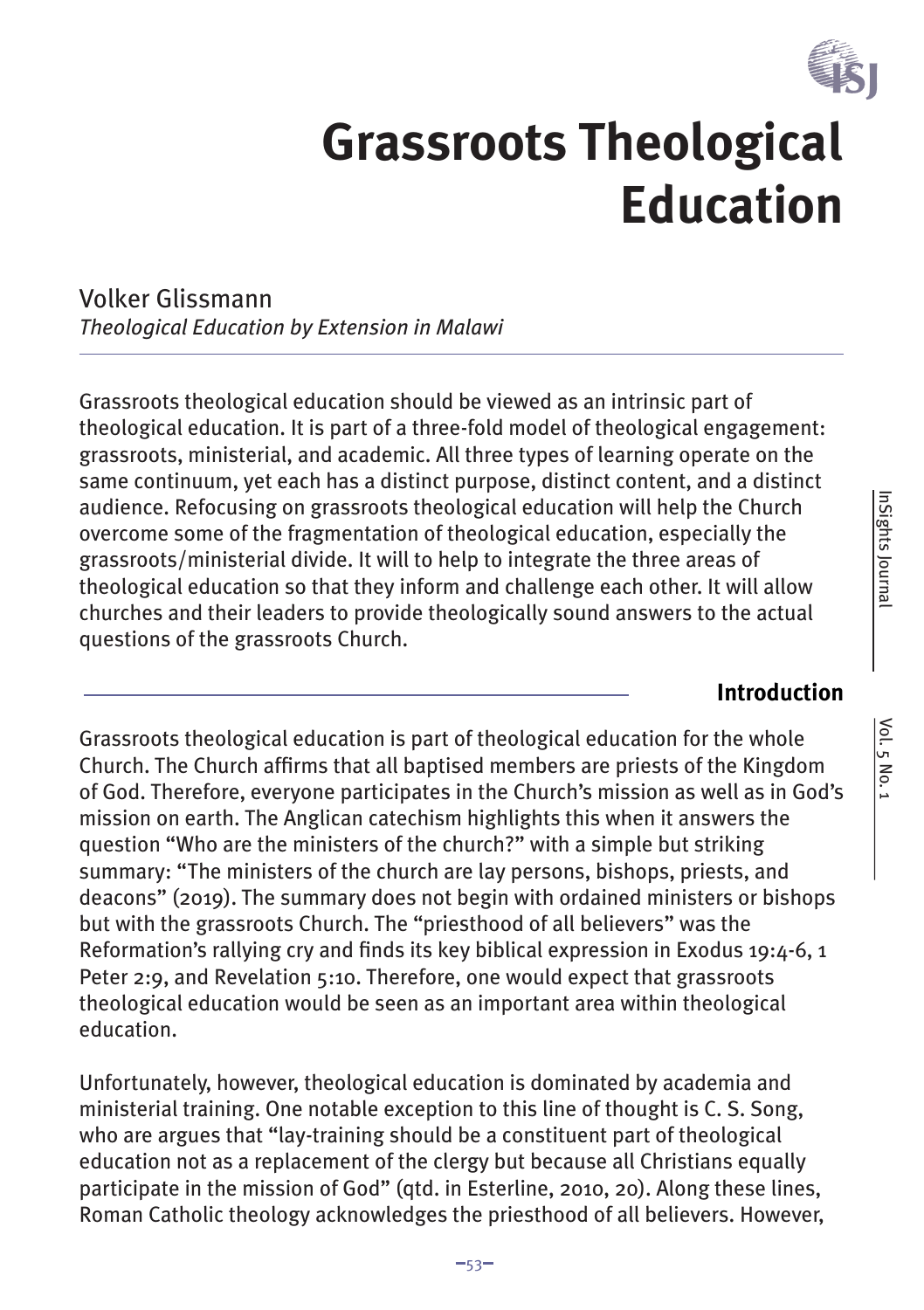# Grassroots Theological Education

Volker Glissmann

*Theological Education by Extension in Malawi*

Grassroots theological education should be viewed as an intrinsic part of theological education. It is part of a three-fold model of theological engagement: grassroots, ministerial, and academic. All three types of learning operate on the same continuum, yet each has a distinct purpose, distinct content, and a distinct audience. Refocusing on grassroots theological education will help the Church overcome some of the fragmentation of theological education, especially the grassroots/ministerial divide. It will to help to integrate the three areas of theological education so that they inform and challenge each other. It will allow churches and their leaders to provide theologically sound answers to the actual questions of the grassroots Church.

## Introduction

Grassroots theological education is part of theological education for the whole Church. The Church affirms that all baptised members are priests of the Kingdom of God. Therefore, everyone participates in the Church's mission as well as in God's mission on earth. The Anglican catechism highlights this when it answers the question "Who are the ministers of the church?" with a simple but striking summary: "The ministers of the church are lay persons, bishops, priests, and deacons" (2019). The summary does not begin with ordained ministers or bishops but with the grassroots Church. The "priesthood of all believers" was the Reformation's rallying cry and finds its key biblical expression in Exodus 19:4-6, 1 Peter 2:9, and Revelation 5:10. Therefore, one would expect that grassroots theological education would be seen as an important area within theological education.

Unfortunately, however, theological education is dominated by academia and ministerial training. One notable exception to this line of thought is C. S. Song, who are argues that "lay-training should be a constituent part of theological education not as a replacement of the clergy but because all Christians equally participate in the mission of God" (qtd. in Esterline, 2010, 20). Along these lines, Roman Catholic theology acknowledges the priesthood of all believers. However,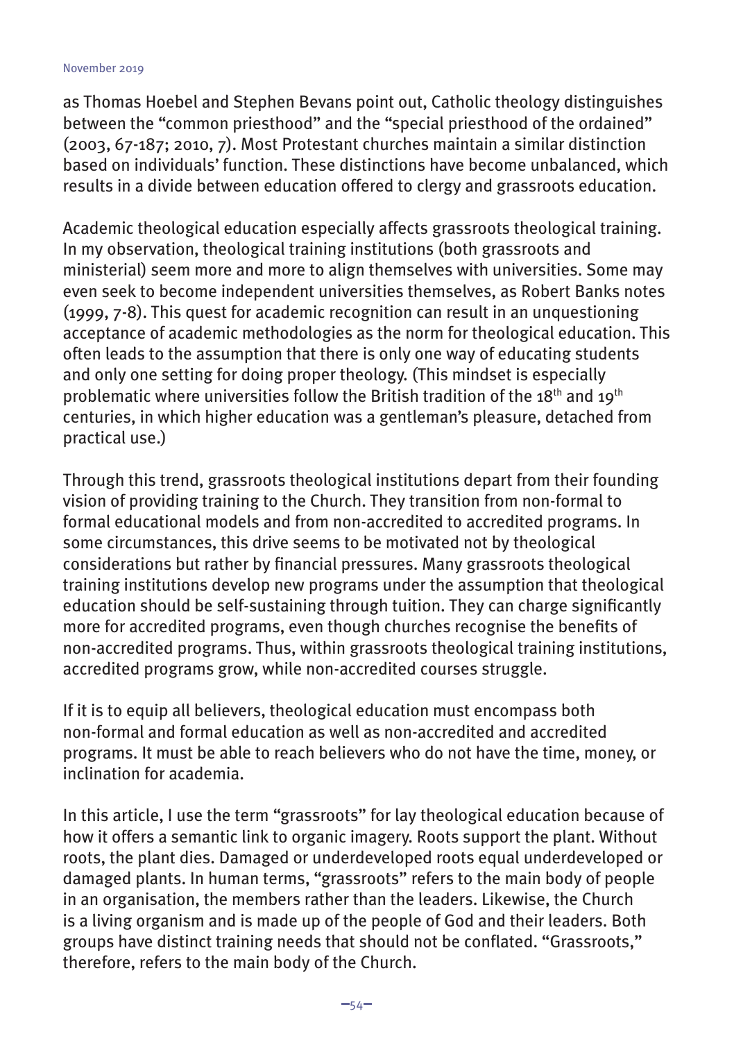as Thomas Hoebel and Stephen Bevans point out, Catholic theology distinguishes between the "common priesthood" and the "special priesthood of the ordained" (2003, 67-187; 2010, 7). Most Protestant churches maintain a similar distinction based on individuals' function. These distinctions have become unbalanced, which results in a divide between education offered to clergy and grassroots education.

Academic theological education especially affects grassroots theological training. In my observation, theological training institutions (both grassroots and ministerial) seem more and more to align themselves with universities. Some may even seek to become independent universities themselves, as Robert Banks notes (1999, 7-8). This quest for academic recognition can result in an unquestioning acceptance of academic methodologies as the norm for theological education. This often leads to the assumption that there is only one way of educating students and only one setting for doing proper theology. (This mindset is especially problematic where universities follow the British tradition of the 18th and 19th centuries, in which higher education was a gentleman's pleasure, detached from practical use.)

Through this trend, grassroots theological institutions depart from their founding vision of providing training to the Church. They transition from non-formal to formal educational models and from non-accredited to accredited programs. In some circumstances, this drive seems to be motivated not by theological considerations but rather by financial pressures. Many grassroots theological training institutions develop new programs under the assumption that theological education should be self-sustaining through tuition. They can charge significantly more for accredited programs, even though churches recognise the benefits of non-accredited programs. Thus, within grassroots theological training institutions, accredited programs grow, while non-accredited courses struggle.

If it is to equip all believers, theological education must encompass both non-formal and formal education as well as non-accredited and accredited programs. It must be able to reach believers who do not have the time, money, or inclination for academia.

In this article, I use the term "grassroots" for lay theological education because of how it offers a semantic link to organic imagery. Roots support the plant. Without roots, the plant dies. Damaged or underdeveloped roots equal underdeveloped or damaged plants. In human terms, "grassroots" refers to the main body of people in an organisation, the members rather than the leaders. Likewise, the Church is a living organism and is made up of the people of God and their leaders. Both groups have distinct training needs that should not be conflated. "Grassroots," therefore, refers to the main body of the Church.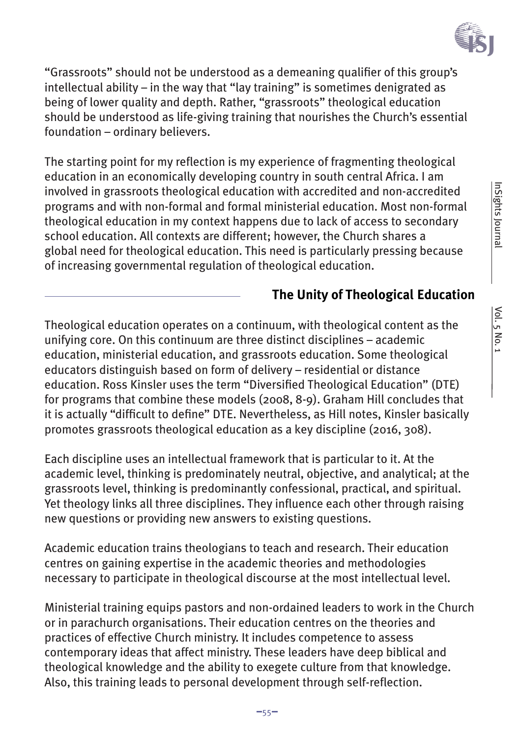"Grassroots" should not be understood as a demeaning qualifier of this group's intellectual ability – in the way that "lay training" is sometimes denigrated as being of lower quality and depth. Rather, "grassroots" theological education should be understood as life-giving training that nourishes the Church's essential foundation – ordinary believers.

The starting point for my reflection is my experience of fragmenting theological education in an economically developing country in south central Africa. I am involved in grassroots theological education with accredited and non-accredited programs and with non-formal and formal ministerial education. Most non-formal theological education in my context happens due to lack of access to secondary school education. All contexts are different; however, the Church shares a global need for theological education. This need is particularly pressing because of increasing governmental regulation of theological education.

## The Unity of Theological Education

Theological education operates on a continuum, with theological content as the unifying core. On this continuum are three distinct disciplines – academic education, ministerial education, and grassroots education. Some theological educators distinguish based on form of delivery – residential or distance education. Ross Kinsler uses the term "Diversified Theological Education" (DTE) for programs that combine these models (2008, 8-9). Graham Hill concludes that it is actually "difficult to define" DTE. Nevertheless, as Hill notes, Kinsler basically promotes grassroots theological education as a key discipline (2016, 308).

Each discipline uses an intellectual framework that is particular to it. At the academic level, thinking is predominately neutral, objective, and analytical; at the grassroots level, thinking is predominantly confessional, practical, and spiritual. Yet theology links all three disciplines. They influence each other through raising new questions or providing new answers to existing questions.

Academic education trains theologians to teach and research. Their education centres on gaining expertise in the academic theories and methodologies necessary to participate in theological discourse at the most intellectual level.

Ministerial training equips pastors and non-ordained leaders to work in the Church or in parachurch organisations. Their education centres on the theories and practices of effective Church ministry. It includes competence to assess contemporary ideas that affect ministry. These leaders have deep biblical and theological knowledge and the ability to exegete culture from that knowledge. Also, this training leads to personal development through self-reflection.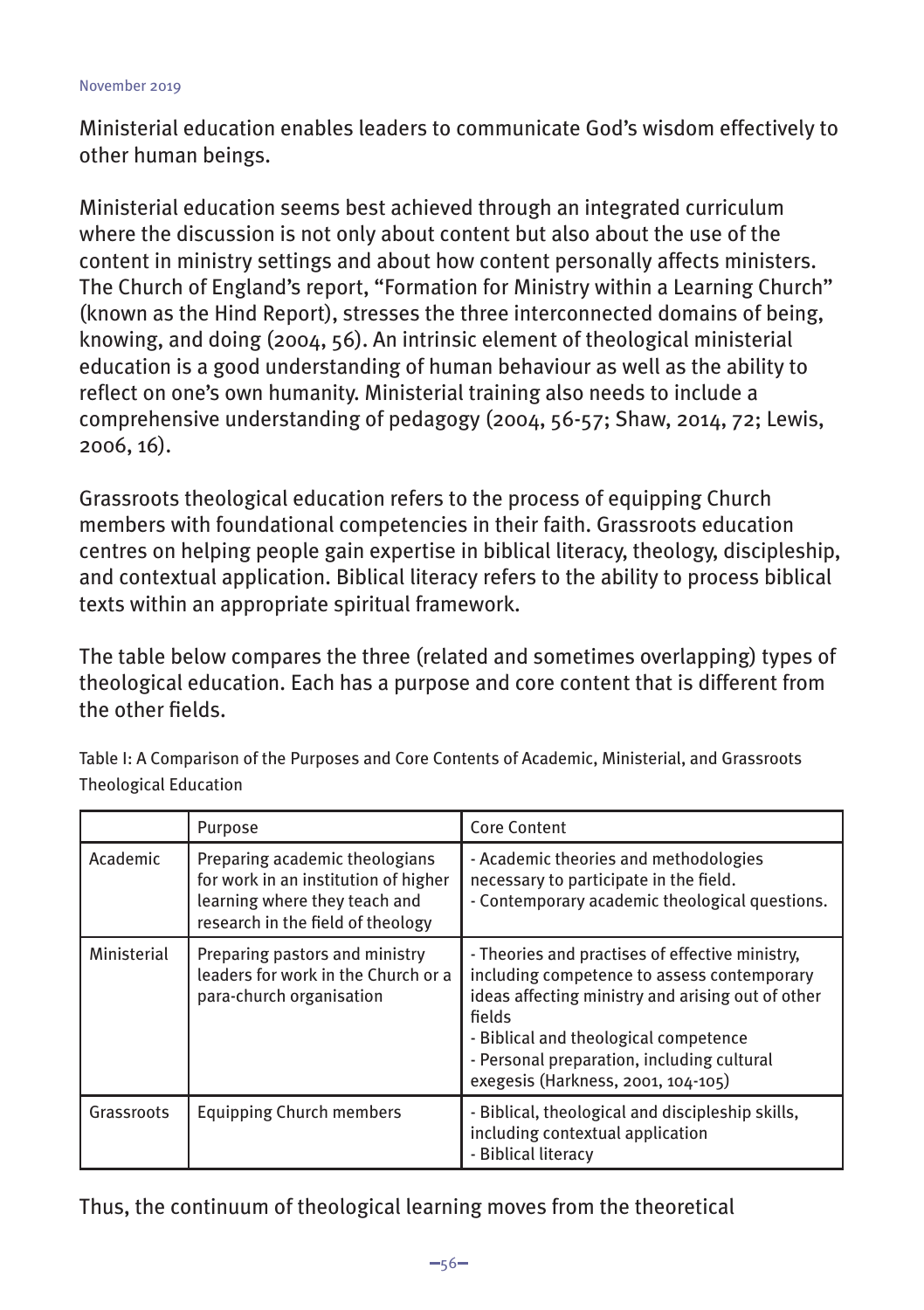Ministerial education enables leaders to communicate God's wisdom effectively to other human beings.

Ministerial education seems best achieved through an integrated curriculum where the discussion is not only about content but also about the use of the content in ministry settings and about how content personally affects ministers. The Church of England's report, "Formation for Ministry within a Learning Church" (known as the Hind Report), stresses the three interconnected domains of being, knowing, and doing (2004, 56). An intrinsic element of theological ministerial education is a good understanding of human behaviour as well as the ability to reflect on one's own humanity. Ministerial training also needs to include a comprehensive understanding of pedagogy (2004, 56-57; Shaw, 2014, 72; Lewis, 2006, 16).

Grassroots theological education refers to the process of equipping Church members with foundational competencies in their faith. Grassroots education centres on helping people gain expertise in biblical literacy, theology, discipleship, and contextual application. Biblical literacy refers to the ability to process biblical texts within an appropriate spiritual framework.

The table below compares the three (related and sometimes overlapping) types of theological education. Each has a purpose and core content that is different from the other fields.

Table I: A Comparison of the Purposes and Core Contents of Academic, Ministerial, and Grassroots Theological Education

| | Purpose | Core Content |
|---|---|---|
| Academic | Preparing academic theologians for work in an institution of higher learning where they teach and research in the field of theology | - Academic theories and methodologies necessary to participate in the field.<br>- Contemporary academic theological questions. |
| Ministerial | Preparing pastors and ministry leaders for work in the Church or a para-church organisation | - Theories and practises of effective ministry, including competence to assess contemporary ideas affecting ministry and arising out of other fields<br>- Biblical and theological competence<br>- Personal preparation, including cultural exegesis (Harkness, 2001, 104-105) |
| Grassroots | Equipping Church members | - Biblical, theological and discipleship skills, including contextual application<br>- Biblical literacy |

Thus, the continuum of theological learning moves from the theoretical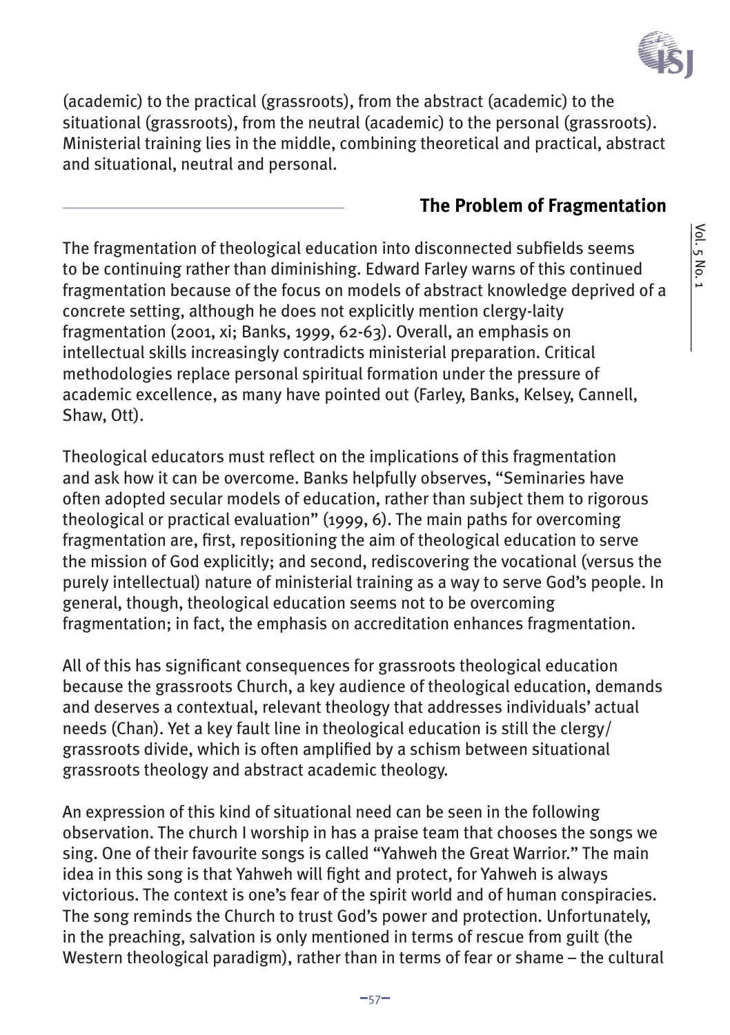(academic) to the practical (grassroots), from the abstract (academic) to the situational (grassroots), from the neutral (academic) to the personal (grassroots). Ministerial training lies in the middle, combining theoretical and practical, abstract and situational, neutral and personal.

## The Problem of Fragmentation

The fragmentation of theological education into disconnected subfields seems to be continuing rather than diminishing. Edward Farley warns of this continued fragmentation because of the focus on models of abstract knowledge deprived of a concrete setting, although he does not explicitly mention clergy-laity fragmentation (2001, xi; Banks, 1999, 62-63). Overall, an emphasis on intellectual skills increasingly contradicts ministerial preparation. Critical methodologies replace personal spiritual formation under the pressure of academic excellence, as many have pointed out (Farley, Banks, Kelsey, Cannell, Shaw, Ott).

Theological educators must reflect on the implications of this fragmentation and ask how it can be overcome. Banks helpfully observes, "Seminaries have often adopted secular models of education, rather than subject them to rigorous theological or practical evaluation" (1999, 6). The main paths for overcoming fragmentation are, first, repositioning the aim of theological education to serve the mission of God explicitly; and second, rediscovering the vocational (versus the purely intellectual) nature of ministerial training as a way to serve God's people. In general, though, theological education seems not to be overcoming fragmentation; in fact, the emphasis on accreditation enhances fragmentation.

All of this has significant consequences for grassroots theological education because the grassroots Church, a key audience of theological education, demands and deserves a contextual, relevant theology that addresses individuals' actual needs (Chan). Yet a key fault line in theological education is still the clergy/grassroots divide, which is often amplified by a schism between situational grassroots theology and abstract academic theology.

An expression of this kind of situational need can be seen in the following observation. The church I worship in has a praise team that chooses the songs we sing. One of their favourite songs is called "Yahweh the Great Warrior." The main idea in this song is that Yahweh will fight and protect, for Yahweh is always victorious. The context is one's fear of the spirit world and of human conspiracies. The song reminds the Church to trust God's power and protection. Unfortunately, in the preaching, salvation is only mentioned in terms of rescue from guilt (the Western theological paradigm), rather than in terms of fear or shame – the cultural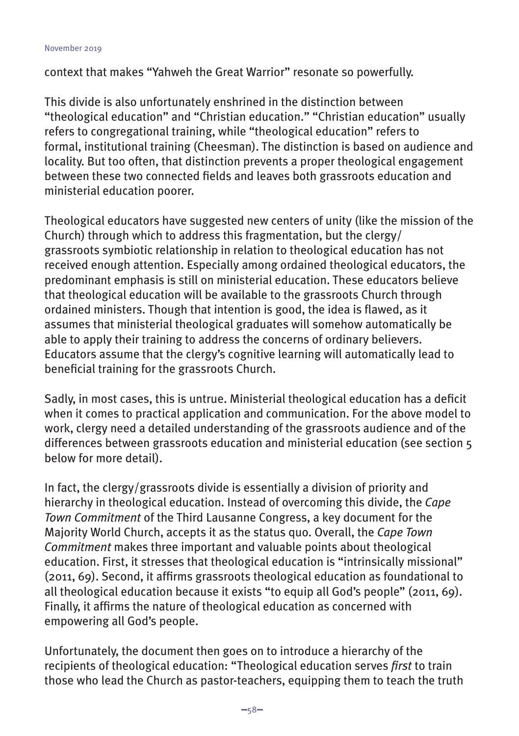context that makes "Yahweh the Great Warrior" resonate so powerfully.

This divide is also unfortunately enshrined in the distinction between "theological education" and "Christian education." "Christian education" usually refers to congregational training, while "theological education" refers to formal, institutional training (Cheesman). The distinction is based on audience and locality. But too often, that distinction prevents a proper theological engagement between these two connected fields and leaves both grassroots education and ministerial education poorer.

Theological educators have suggested new centers of unity (like the mission of the Church) through which to address this fragmentation, but the clergy/grassroots symbiotic relationship in relation to theological education has not received enough attention. Especially among ordained theological educators, the predominant emphasis is still on ministerial education. These educators believe that theological education will be available to the grassroots Church through ordained ministers. Though that intention is good, the idea is flawed, as it assumes that ministerial theological graduates will somehow automatically be able to apply their training to address the concerns of ordinary believers. Educators assume that the clergy's cognitive learning will automatically lead to beneficial training for the grassroots Church.

Sadly, in most cases, this is untrue. Ministerial theological education has a deficit when it comes to practical application and communication. For the above model to work, clergy need a detailed understanding of the grassroots audience and of the differences between grassroots education and ministerial education (see section 5 below for more detail).

In fact, the clergy/grassroots divide is essentially a division of priority and hierarchy in theological education. Instead of overcoming this divide, the *Cape Town Commitment* of the Third Lausanne Congress, a key document for the Majority World Church, accepts it as the status quo. Overall, the *Cape Town Commitment* makes three important and valuable points about theological education. First, it stresses that theological education is "intrinsically missional" (2011, 69). Second, it affirms grassroots theological education as foundational to all theological education because it exists "to equip all God's people" (2011, 69). Finally, it affirms the nature of theological education as concerned with empowering all God's people.

Unfortunately, the document then goes on to introduce a hierarchy of the recipients of theological education: "Theological education serves *first* to train those who lead the Church as pastor-teachers, equipping them to teach the truth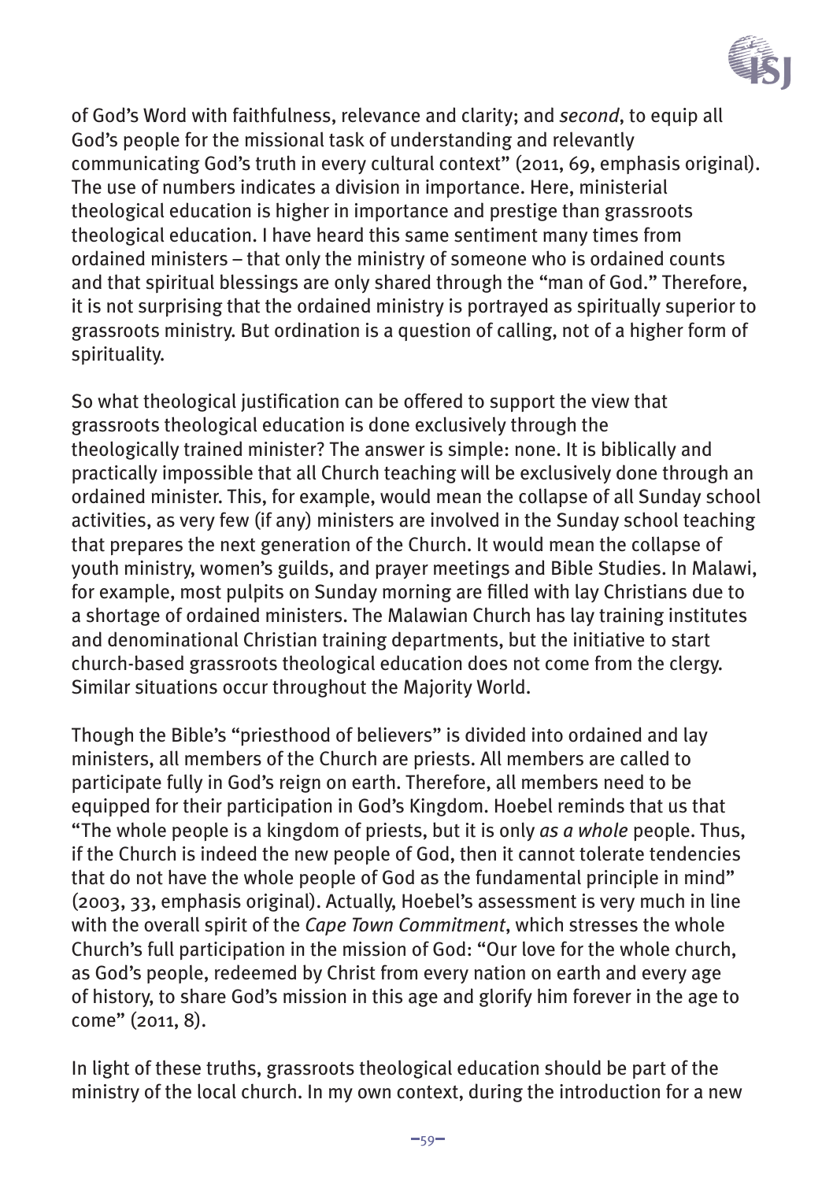of God's Word with faithfulness, relevance and clarity; and *second*, to equip all God's people for the missional task of understanding and relevantly communicating God's truth in every cultural context" (2011, 69, emphasis original). The use of numbers indicates a division in importance. Here, ministerial theological education is higher in importance and prestige than grassroots theological education. I have heard this same sentiment many times from ordained ministers – that only the ministry of someone who is ordained counts and that spiritual blessings are only shared through the "man of God." Therefore, it is not surprising that the ordained ministry is portrayed as spiritually superior to grassroots ministry. But ordination is a question of calling, not of a higher form of spirituality.

So what theological justification can be offered to support the view that grassroots theological education is done exclusively through the theologically trained minister? The answer is simple: none. It is biblically and practically impossible that all Church teaching will be exclusively done through an ordained minister. This, for example, would mean the collapse of all Sunday school activities, as very few (if any) ministers are involved in the Sunday school teaching that prepares the next generation of the Church. It would mean the collapse of youth ministry, women's guilds, and prayer meetings and Bible Studies. In Malawi, for example, most pulpits on Sunday morning are filled with lay Christians due to a shortage of ordained ministers. The Malawian Church has lay training institutes and denominational Christian training departments, but the initiative to start church-based grassroots theological education does not come from the clergy. Similar situations occur throughout the Majority World.

Though the Bible's "priesthood of believers" is divided into ordained and lay ministers, all members of the Church are priests. All members are called to participate fully in God's reign on earth. Therefore, all members need to be equipped for their participation in God's Kingdom. Hoebel reminds that us that "The whole people is a kingdom of priests, but it is only *as a whole* people. Thus, if the Church is indeed the new people of God, then it cannot tolerate tendencies that do not have the whole people of God as the fundamental principle in mind" (2003, 33, emphasis original). Actually, Hoebel's assessment is very much in line with the overall spirit of the *Cape Town Commitment*, which stresses the whole Church's full participation in the mission of God: "Our love for the whole church, as God's people, redeemed by Christ from every nation on earth and every age of history, to share God's mission in this age and glorify him forever in the age to come" (2011, 8).

In light of these truths, grassroots theological education should be part of the ministry of the local church. In my own context, during the introduction for a new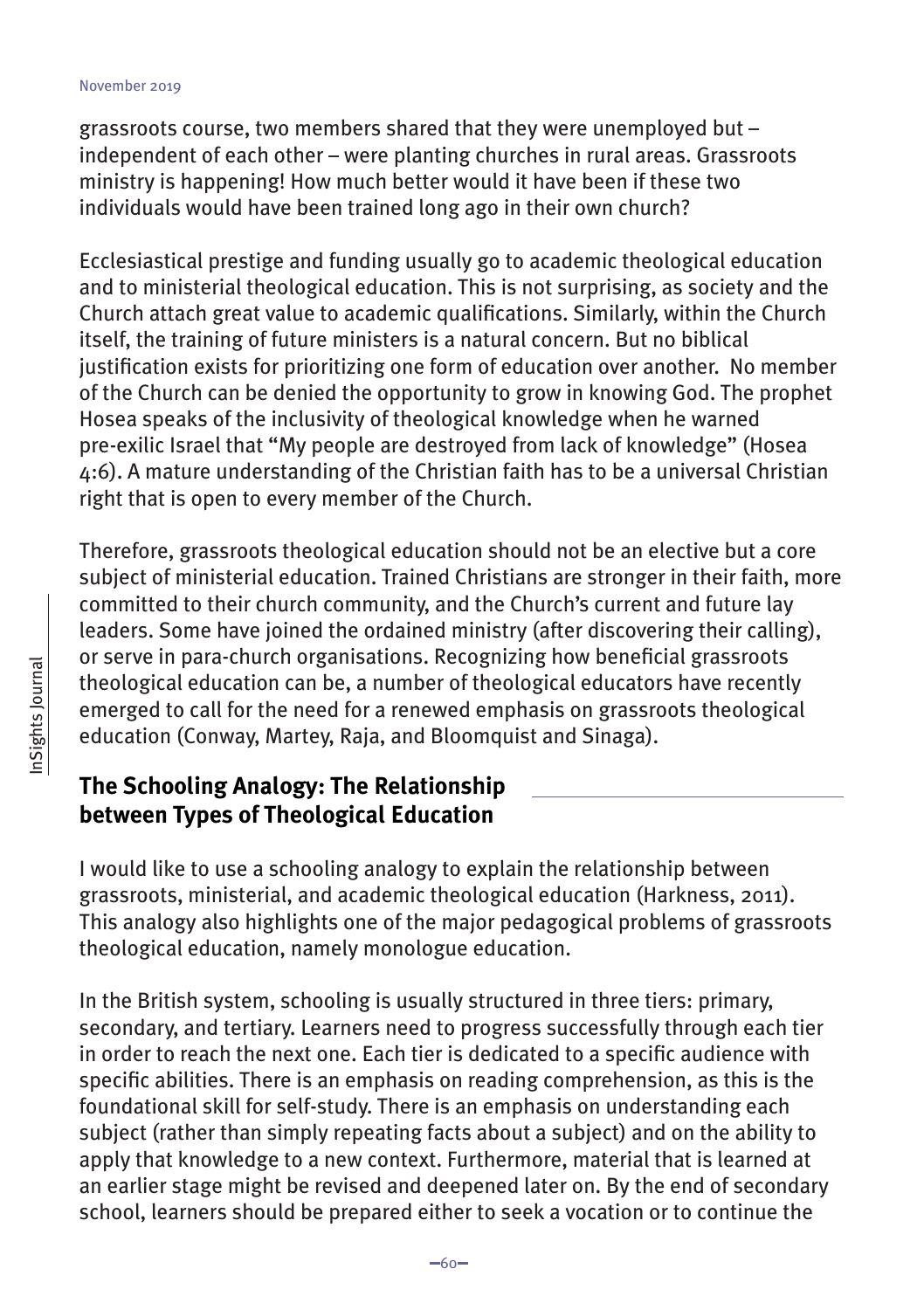grassroots course, two members shared that they were unemployed but – independent of each other – were planting churches in rural areas. Grassroots ministry is happening! How much better would it have been if these two individuals would have been trained long ago in their own church?

Ecclesiastical prestige and funding usually go to academic theological education and to ministerial theological education. This is not surprising, as society and the Church attach great value to academic qualifications. Similarly, within the Church itself, the training of future ministers is a natural concern. But no biblical justification exists for prioritizing one form of education over another. No member of the Church can be denied the opportunity to grow in knowing God. The prophet Hosea speaks of the inclusivity of theological knowledge when he warned pre-exilic Israel that "My people are destroyed from lack of knowledge" (Hosea 4:6). A mature understanding of the Christian faith has to be a universal Christian right that is open to every member of the Church.

Therefore, grassroots theological education should not be an elective but a core subject of ministerial education. Trained Christians are stronger in their faith, more committed to their church community, and the Church's current and future lay leaders. Some have joined the ordained ministry (after discovering their calling), or serve in para-church organisations. Recognizing how beneficial grassroots theological education can be, a number of theological educators have recently emerged to call for the need for a renewed emphasis on grassroots theological education (Conway, Martey, Raja, and Bloomquist and Sinaga).

## The Schooling Analogy: The Relationship between Types of Theological Education

I would like to use a schooling analogy to explain the relationship between grassroots, ministerial, and academic theological education (Harkness, 2011). This analogy also highlights one of the major pedagogical problems of grassroots theological education, namely monologue education.

In the British system, schooling is usually structured in three tiers: primary, secondary, and tertiary. Learners need to progress successfully through each tier in order to reach the next one. Each tier is dedicated to a specific audience with specific abilities. There is an emphasis on reading comprehension, as this is the foundational skill for self-study. There is an emphasis on understanding each subject (rather than simply repeating facts about a subject) and on the ability to apply that knowledge to a new context. Furthermore, material that is learned at an earlier stage might be revised and deepened later on. By the end of secondary school, learners should be prepared either to seek a vocation or to continue the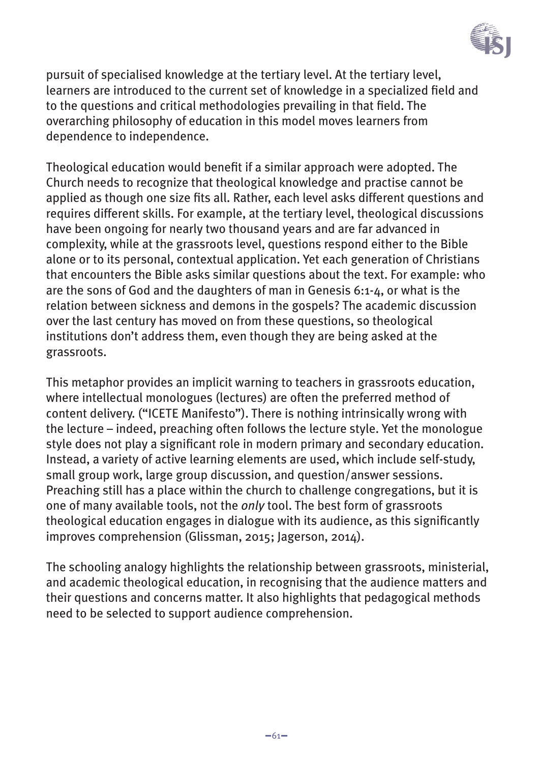pursuit of specialised knowledge at the tertiary level. At the tertiary level, learners are introduced to the current set of knowledge in a specialized field and to the questions and critical methodologies prevailing in that field. The overarching philosophy of education in this model moves learners from dependence to independence.

Theological education would benefit if a similar approach were adopted. The Church needs to recognize that theological knowledge and practise cannot be applied as though one size fits all. Rather, each level asks different questions and requires different skills. For example, at the tertiary level, theological discussions have been ongoing for nearly two thousand years and are far advanced in complexity, while at the grassroots level, questions respond either to the Bible alone or to its personal, contextual application. Yet each generation of Christians that encounters the Bible asks similar questions about the text. For example: who are the sons of God and the daughters of man in Genesis 6:1-4, or what is the relation between sickness and demons in the gospels? The academic discussion over the last century has moved on from these questions, so theological institutions don't address them, even though they are being asked at the grassroots.

This metaphor provides an implicit warning to teachers in grassroots education, where intellectual monologues (lectures) are often the preferred method of content delivery. ("ICETE Manifesto"). There is nothing intrinsically wrong with the lecture – indeed, preaching often follows the lecture style. Yet the monologue style does not play a significant role in modern primary and secondary education. Instead, a variety of active learning elements are used, which include self-study, small group work, large group discussion, and question/answer sessions. Preaching still has a place within the church to challenge congregations, but it is one of many available tools, not the *only* tool. The best form of grassroots theological education engages in dialogue with its audience, as this significantly improves comprehension (Glissman, 2015; Jagerson, 2014).

The schooling analogy highlights the relationship between grassroots, ministerial, and academic theological education, in recognising that the audience matters and their questions and concerns matter. It also highlights that pedagogical methods need to be selected to support audience comprehension.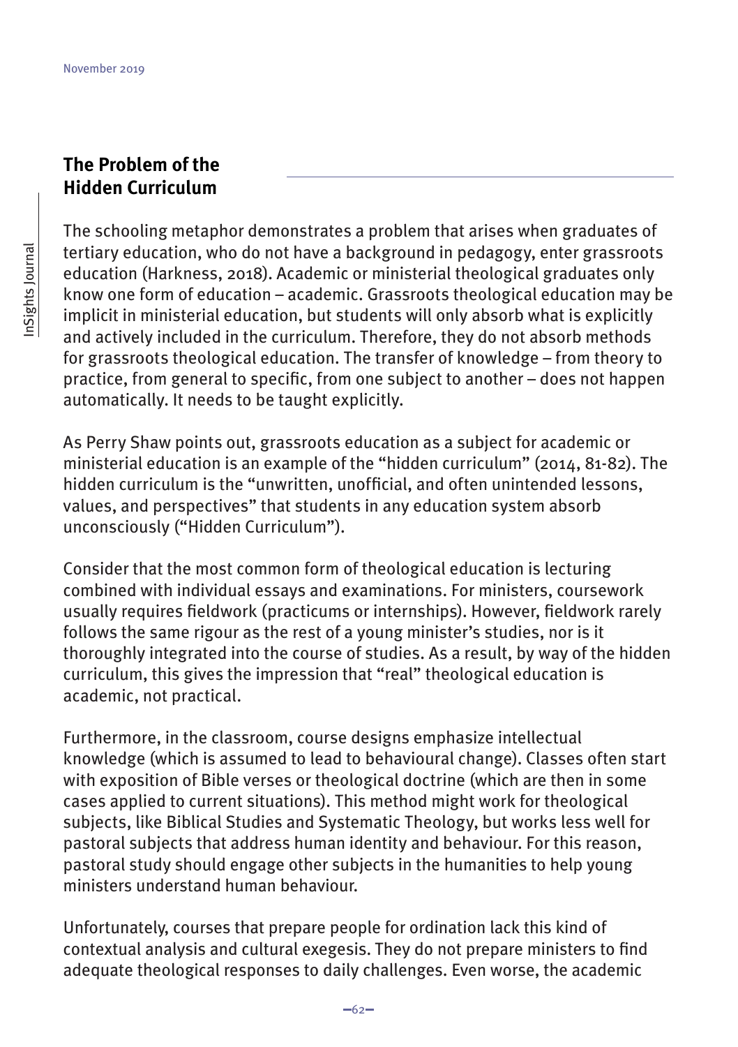## The Problem of the Hidden Curriculum

The schooling metaphor demonstrates a problem that arises when graduates of tertiary education, who do not have a background in pedagogy, enter grassroots education (Harkness, 2018). Academic or ministerial theological graduates only know one form of education – academic. Grassroots theological education may be implicit in ministerial education, but students will only absorb what is explicitly and actively included in the curriculum. Therefore, they do not absorb methods for grassroots theological education. The transfer of knowledge – from theory to practice, from general to specific, from one subject to another – does not happen automatically. It needs to be taught explicitly.

As Perry Shaw points out, grassroots education as a subject for academic or ministerial education is an example of the "hidden curriculum" (2014, 81-82). The hidden curriculum is the "unwritten, unofficial, and often unintended lessons, values, and perspectives" that students in any education system absorb unconsciously ("Hidden Curriculum").

Consider that the most common form of theological education is lecturing combined with individual essays and examinations. For ministers, coursework usually requires fieldwork (practicums or internships). However, fieldwork rarely follows the same rigour as the rest of a young minister's studies, nor is it thoroughly integrated into the course of studies. As a result, by way of the hidden curriculum, this gives the impression that "real" theological education is academic, not practical.

Furthermore, in the classroom, course designs emphasize intellectual knowledge (which is assumed to lead to behavioural change). Classes often start with exposition of Bible verses or theological doctrine (which are then in some cases applied to current situations). This method might work for theological subjects, like Biblical Studies and Systematic Theology, but works less well for pastoral subjects that address human identity and behaviour. For this reason, pastoral study should engage other subjects in the humanities to help young ministers understand human behaviour.

Unfortunately, courses that prepare people for ordination lack this kind of contextual analysis and cultural exegesis. They do not prepare ministers to find adequate theological responses to daily challenges. Even worse, the academic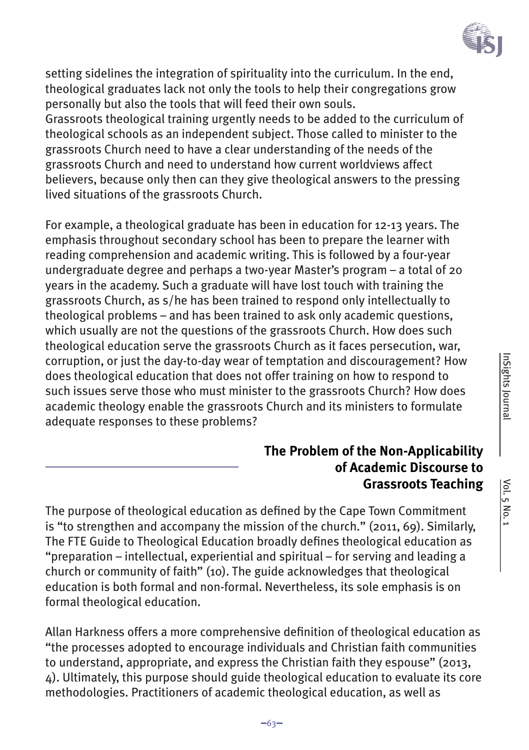setting sidelines the integration of spirituality into the curriculum. In the end, theological graduates lack not only the tools to help their congregations grow personally but also the tools that will feed their own souls.
Grassroots theological training urgently needs to be added to the curriculum of theological schools as an independent subject. Those called to minister to the grassroots Church need to have a clear understanding of the needs of the grassroots Church and need to understand how current worldviews affect believers, because only then can they give theological answers to the pressing lived situations of the grassroots Church.

For example, a theological graduate has been in education for 12-13 years. The emphasis throughout secondary school has been to prepare the learner with reading comprehension and academic writing. This is followed by a four-year undergraduate degree and perhaps a two-year Master's program – a total of 20 years in the academy. Such a graduate will have lost touch with training the grassroots Church, as s/he has been trained to respond only intellectually to theological problems – and has been trained to ask only academic questions, which usually are not the questions of the grassroots Church. How does such theological education serve the grassroots Church as it faces persecution, war, corruption, or just the day-to-day wear of temptation and discouragement? How does theological education that does not offer training on how to respond to such issues serve those who must minister to the grassroots Church? How does academic theology enable the grassroots Church and its ministers to formulate adequate responses to these problems?

## The Problem of the Non-Applicability of Academic Discourse to Grassroots Teaching

The purpose of theological education as defined by the Cape Town Commitment is "to strengthen and accompany the mission of the church." (2011, 69). Similarly, The FTE Guide to Theological Education broadly defines theological education as "preparation – intellectual, experiential and spiritual – for serving and leading a church or community of faith" (10). The guide acknowledges that theological education is both formal and non-formal. Nevertheless, its sole emphasis is on formal theological education.

Allan Harkness offers a more comprehensive definition of theological education as "the processes adopted to encourage individuals and Christian faith communities to understand, appropriate, and express the Christian faith they espouse" (2013, 4). Ultimately, this purpose should guide theological education to evaluate its core methodologies. Practitioners of academic theological education, as well as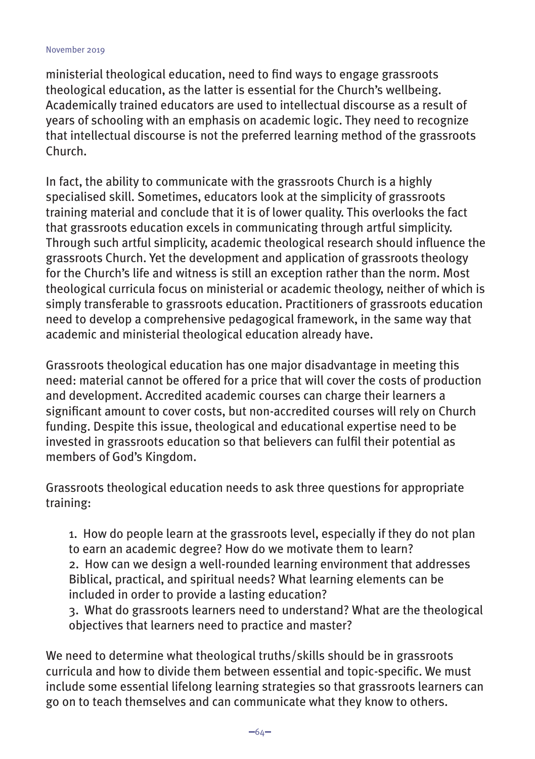ministerial theological education, need to find ways to engage grassroots theological education, as the latter is essential for the Church's wellbeing. Academically trained educators are used to intellectual discourse as a result of years of schooling with an emphasis on academic logic. They need to recognize that intellectual discourse is not the preferred learning method of the grassroots Church.

In fact, the ability to communicate with the grassroots Church is a highly specialised skill. Sometimes, educators look at the simplicity of grassroots training material and conclude that it is of lower quality. This overlooks the fact that grassroots education excels in communicating through artful simplicity. Through such artful simplicity, academic theological research should influence the grassroots Church. Yet the development and application of grassroots theology for the Church's life and witness is still an exception rather than the norm. Most theological curricula focus on ministerial or academic theology, neither of which is simply transferable to grassroots education. Practitioners of grassroots education need to develop a comprehensive pedagogical framework, in the same way that academic and ministerial theological education already have.

Grassroots theological education has one major disadvantage in meeting this need: material cannot be offered for a price that will cover the costs of production and development. Accredited academic courses can charge their learners a significant amount to cover costs, but non-accredited courses will rely on Church funding. Despite this issue, theological and educational expertise need to be invested in grassroots education so that believers can fulfil their potential as members of God's Kingdom.

Grassroots theological education needs to ask three questions for appropriate training:

1. How do people learn at the grassroots level, especially if they do not plan to earn an academic degree? How do we motivate them to learn?
2. How can we design a well-rounded learning environment that addresses Biblical, practical, and spiritual needs? What learning elements can be included in order to provide a lasting education?
3. What do grassroots learners need to understand? What are the theological objectives that learners need to practice and master?

We need to determine what theological truths/skills should be in grassroots curricula and how to divide them between essential and topic-specific. We must include some essential lifelong learning strategies so that grassroots learners can go on to teach themselves and can communicate what they know to others.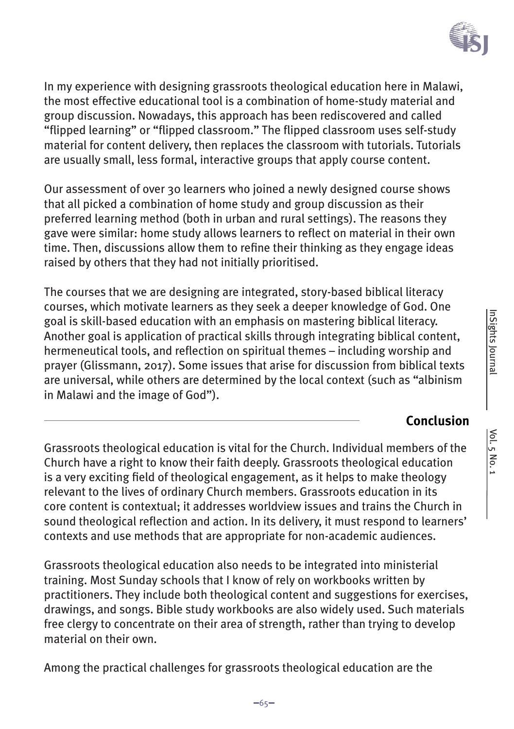In my experience with designing grassroots theological education here in Malawi, the most effective educational tool is a combination of home-study material and group discussion. Nowadays, this approach has been rediscovered and called "flipped learning" or "flipped classroom." The flipped classroom uses self-study material for content delivery, then replaces the classroom with tutorials. Tutorials are usually small, less formal, interactive groups that apply course content.

Our assessment of over 30 learners who joined a newly designed course shows that all picked a combination of home study and group discussion as their preferred learning method (both in urban and rural settings). The reasons they gave were similar: home study allows learners to reflect on material in their own time. Then, discussions allow them to refine their thinking as they engage ideas raised by others that they had not initially prioritised.

The courses that we are designing are integrated, story-based biblical literacy courses, which motivate learners as they seek a deeper knowledge of God. One goal is skill-based education with an emphasis on mastering biblical literacy. Another goal is application of practical skills through integrating biblical content, hermeneutical tools, and reflection on spiritual themes – including worship and prayer (Glissmann, 2017). Some issues that arise for discussion from biblical texts are universal, while others are determined by the local context (such as "albinism in Malawi and the image of God").

## Conclusion

Grassroots theological education is vital for the Church. Individual members of the Church have a right to know their faith deeply. Grassroots theological education is a very exciting field of theological engagement, as it helps to make theology relevant to the lives of ordinary Church members. Grassroots education in its core content is contextual; it addresses worldview issues and trains the Church in sound theological reflection and action. In its delivery, it must respond to learners' contexts and use methods that are appropriate for non-academic audiences.

Grassroots theological education also needs to be integrated into ministerial training. Most Sunday schools that I know of rely on workbooks written by practitioners. They include both theological content and suggestions for exercises, drawings, and songs. Bible study workbooks are also widely used. Such materials free clergy to concentrate on their area of strength, rather than trying to develop material on their own.

Among the practical challenges for grassroots theological education are the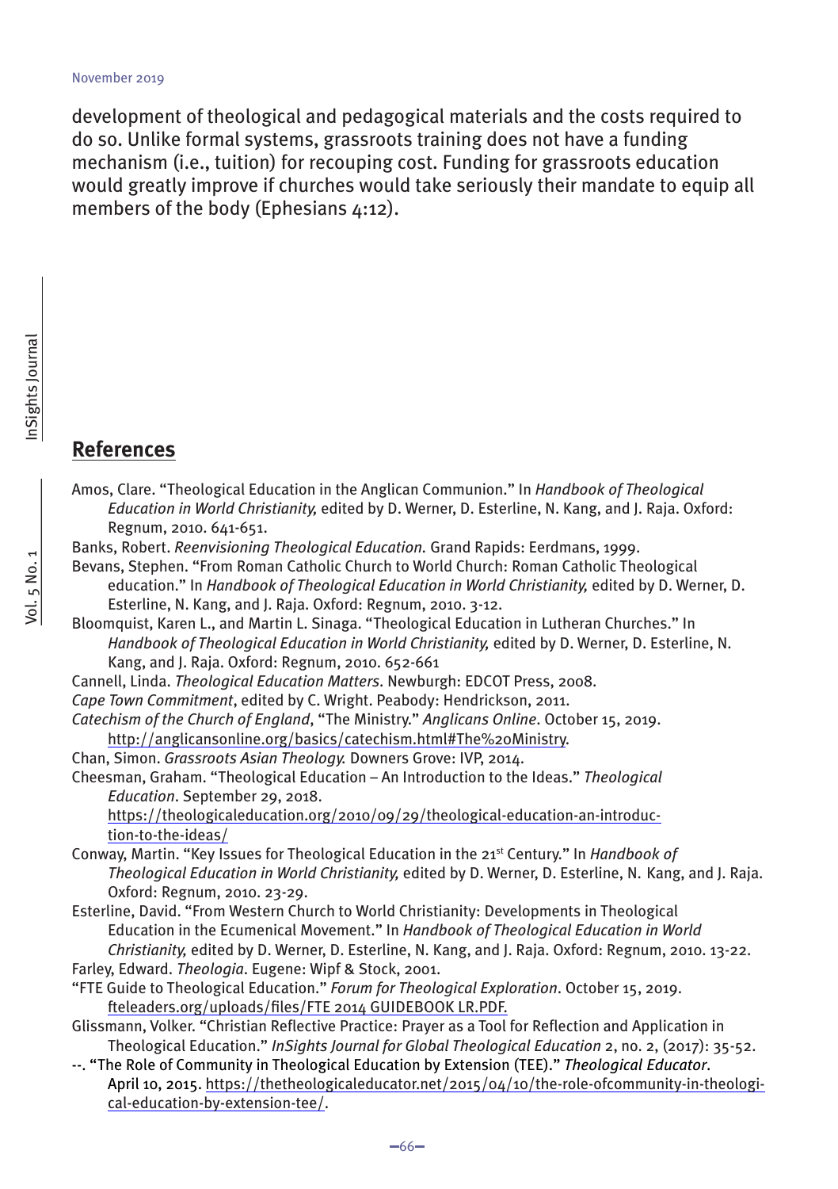development of theological and pedagogical materials and the costs required to do so. Unlike formal systems, grassroots training does not have a funding mechanism (i.e., tuition) for recouping cost. Funding for grassroots education would greatly improve if churches would take seriously their mandate to equip all members of the body (Ephesians 4:12).

## References

Amos, Clare. "Theological Education in the Anglican Communion." In *Handbook of Theological Education in World Christianity,* edited by D. Werner, D. Esterline, N. Kang, and J. Raja. Oxford: Regnum, 2010. 641-651.

Banks, Robert. *Reenvisioning Theological Education.* Grand Rapids: Eerdmans, 1999.

Bevans, Stephen. "From Roman Catholic Church to World Church: Roman Catholic Theological education." In *Handbook of Theological Education in World Christianity,* edited by D. Werner, D. Esterline, N. Kang, and J. Raja. Oxford: Regnum, 2010. 3-12.

Bloomquist, Karen L., and Martin L. Sinaga. "Theological Education in Lutheran Churches." In *Handbook of Theological Education in World Christianity,* edited by D. Werner, D. Esterline, N. Kang, and J. Raja. Oxford: Regnum, 2010. 652-661

Cannell, Linda. *Theological Education Matters*. Newburgh: EDCOT Press, 2008.

*Cape Town Commitment*, edited by C. Wright. Peabody: Hendrickson, 2011.

*Catechism of the Church of England*, "The Ministry." *Anglicans Online*. October 15, 2019. http://anglicansonline.org/basics/catechism.html#The%20Ministry.

Chan, Simon. *Grassroots Asian Theology.* Downers Grove: IVP, 2014.

Cheesman, Graham. "Theological Education – An Introduction to the Ideas." *Theological Education*. September 29, 2018. https://theologicaleducation.org/2010/09/29/theological-education-an-introduction-to-the-ideas/

Conway, Martin. "Key Issues for Theological Education in the 21st Century." In *Handbook of Theological Education in World Christianity,* edited by D. Werner, D. Esterline, N. Kang, and J. Raja. Oxford: Regnum, 2010. 23-29.

Esterline, David. "From Western Church to World Christianity: Developments in Theological Education in the Ecumenical Movement." In *Handbook of Theological Education in World Christianity,* edited by D. Werner, D. Esterline, N. Kang, and J. Raja. Oxford: Regnum, 2010. 13-22.

Farley, Edward. *Theologia*. Eugene: Wipf & Stock, 2001.

"FTE Guide to Theological Education." *Forum for Theological Exploration*. October 15, 2019. fteleaders.org/uploads/files/FTE 2014 GUIDEBOOK LR.PDF.

Glissmann, Volker. "Christian Reflective Practice: Prayer as a Tool for Reflection and Application in Theological Education." *InSights Journal for Global Theological Education* 2, no. 2, (2017): 35-52.

--. "The Role of Community in Theological Education by Extension (TEE)." *Theological Educator*. April 10, 2015. https://thetheologicaleducator.net/2015/04/10/the-role-ofcommunity-in-theological-education-by-extension-tee/.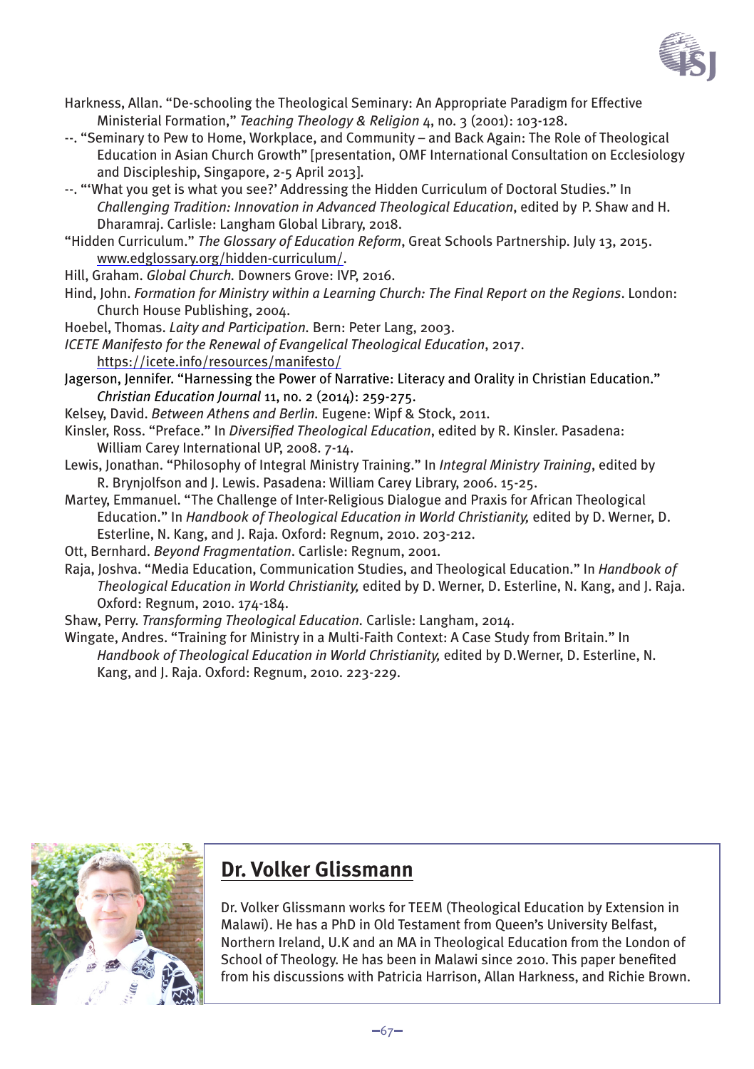Harkness, Allan. "De-schooling the Theological Seminary: An Appropriate Paradigm for Effective Ministerial Formation," *Teaching Theology & Religion* 4, no. 3 (2001): 103-128.

--. "Seminary to Pew to Home, Workplace, and Community – and Back Again: The Role of Theological Education in Asian Church Growth" [presentation, OMF International Consultation on Ecclesiology and Discipleship, Singapore, 2-5 April 2013].

--. "'What you get is what you see?' Addressing the Hidden Curriculum of Doctoral Studies." In *Challenging Tradition: Innovation in Advanced Theological Education*, edited by P. Shaw and H. Dharamraj. Carlisle: Langham Global Library, 2018.

"Hidden Curriculum." *The Glossary of Education Reform*, Great Schools Partnership. July 13, 2015. www.edglossary.org/hidden-curriculum/.

Hill, Graham. *Global Church.* Downers Grove: IVP, 2016.

Hind, John. *Formation for Ministry within a Learning Church: The Final Report on the Regions*. London: Church House Publishing, 2004.

Hoebel, Thomas. *Laity and Participation.* Bern: Peter Lang, 2003.

*ICETE Manifesto for the Renewal of Evangelical Theological Education*, 2017. https://icete.info/resources/manifesto/

Jagerson, Jennifer. "Harnessing the Power of Narrative: Literacy and Orality in Christian Education." *Christian Education Journal* 11, no. 2 (2014): 259-275.

Kelsey, David. *Between Athens and Berlin.* Eugene: Wipf & Stock, 2011.

Kinsler, Ross. "Preface." In *Diversified Theological Education*, edited by R. Kinsler. Pasadena: William Carey International UP, 2008. 7-14.

Lewis, Jonathan. "Philosophy of Integral Ministry Training." In *Integral Ministry Training*, edited by R. Brynjolfson and J. Lewis. Pasadena: William Carey Library, 2006. 15-25.

Martey, Emmanuel. "The Challenge of Inter-Religious Dialogue and Praxis for African Theological Education." In *Handbook of Theological Education in World Christianity,* edited by D. Werner, D. Esterline, N. Kang, and J. Raja. Oxford: Regnum, 2010. 203-212.

Ott, Bernhard. *Beyond Fragmentation*. Carlisle: Regnum, 2001.

Raja, Joshva. "Media Education, Communication Studies, and Theological Education." In *Handbook of Theological Education in World Christianity,* edited by D. Werner, D. Esterline, N. Kang, and J. Raja. Oxford: Regnum, 2010. 174-184.

Shaw, Perry. *Transforming Theological Education.* Carlisle: Langham, 2014.

Wingate, Andres. "Training for Ministry in a Multi-Faith Context: A Case Study from Britain." In *Handbook of Theological Education in World Christianity,* edited by D.Werner, D. Esterline, N. Kang, and J. Raja. Oxford: Regnum, 2010. 223-229.

## Dr. Volker Glissmann

Dr. Volker Glissmann works for TEEM (Theological Education by Extension in Malawi). He has a PhD in Old Testament from Queen's University Belfast, Northern Ireland, U.K and an MA in Theological Education from the London of School of Theology. He has been in Malawi since 2010. This paper benefited from his discussions with Patricia Harrison, Allan Harkness, and Richie Brown.